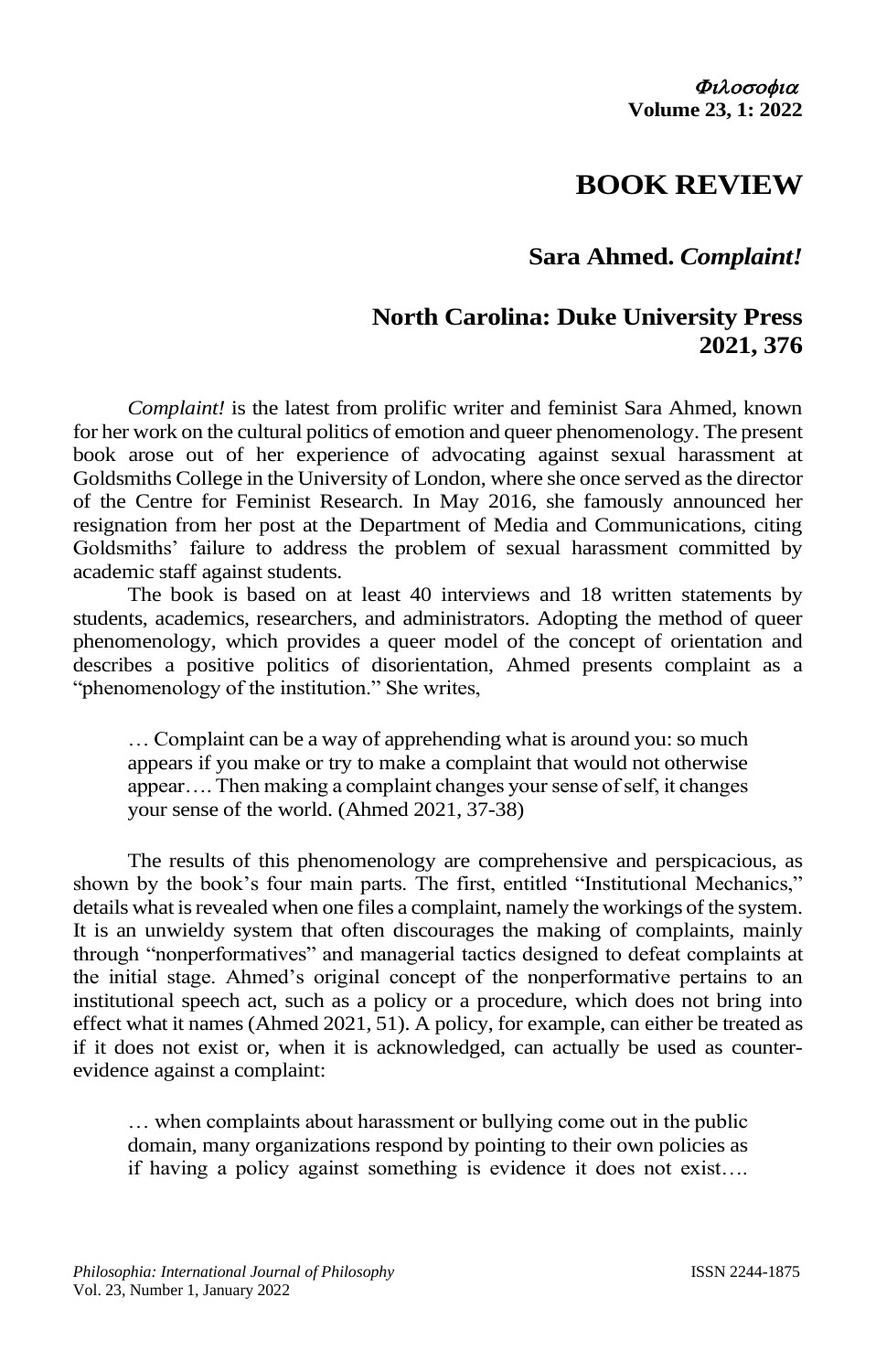# BOOK REVIEW

## Sara Ahmed. *Complaint!*

## North Carolina: Duke University Press 2021, 376

*Complaint!* is the latest from prolific writer and feminist Sara Ahmed, known for her work on the cultural politics of emotion and queer phenomenology. The present book arose out of her experience of advocating against sexual harassment at Goldsmiths College in the University of London, where she once served as the director of the Centre for Feminist Research. In May 2016, she famously announced her resignation from her post at the Department of Media and Communications, citing Goldsmiths' failure to address the problem of sexual harassment committed by academic staff against students.

The book is based on at least 40 interviews and 18 written statements by students, academics, researchers, and administrators. Adopting the method of queer phenomenology, which provides a queer model of the concept of orientation and describes a positive politics of disorientation, Ahmed presents complaint as a "phenomenology of the institution." She writes,

> … Complaint can be a way of apprehending what is around you: so much appears if you make or try to make a complaint that would not otherwise appear…. Then making a complaint changes your sense of self, it changes your sense of the world. (Ahmed 2021, 37-38)

The results of this phenomenology are comprehensive and perspicacious, as shown by the book's four main parts. The first, entitled "Institutional Mechanics," details what is revealed when one files a complaint, namely the workings of the system. It is an unwieldy system that often discourages the making of complaints, mainly through "nonperformatives" and managerial tactics designed to defeat complaints at the initial stage. Ahmed's original concept of the nonperformative pertains to an institutional speech act, such as a policy or a procedure, which does not bring into effect what it names (Ahmed 2021, 51). A policy, for example, can either be treated as if it does not exist or, when it is acknowledged, can actually be used as counter-evidence against a complaint:

> … when complaints about harassment or bullying come out in the public domain, many organizations respond by pointing to their own policies as if having a policy against something is evidence it does not exist….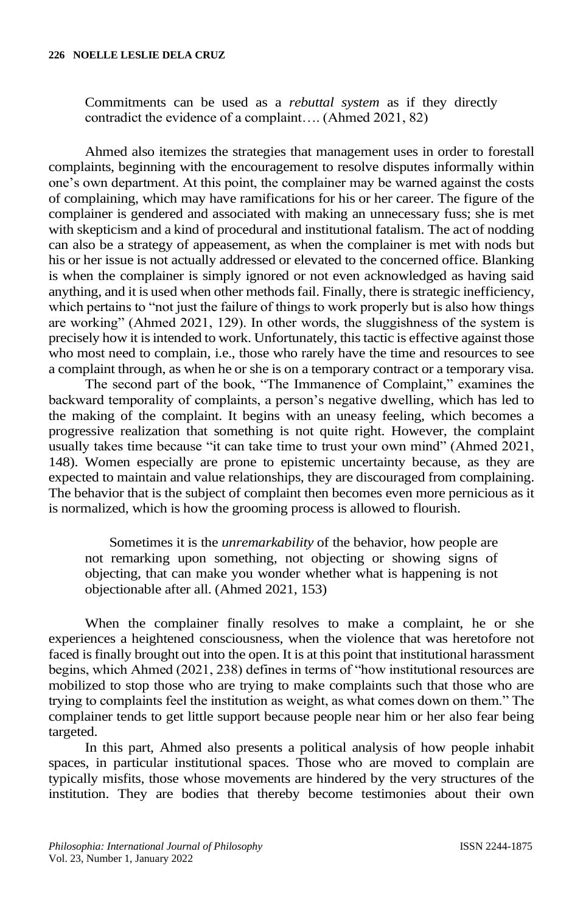> Commitments can be used as a *rebuttal system* as if they directly contradict the evidence of a complaint…. (Ahmed 2021, 82)

Ahmed also itemizes the strategies that management uses in order to forestall complaints, beginning with the encouragement to resolve disputes informally within one's own department. At this point, the complainer may be warned against the costs of complaining, which may have ramifications for his or her career. The figure of the complainer is gendered and associated with making an unnecessary fuss; she is met with skepticism and a kind of procedural and institutional fatalism. The act of nodding can also be a strategy of appeasement, as when the complainer is met with nods but his or her issue is not actually addressed or elevated to the concerned office. Blanking is when the complainer is simply ignored or not even acknowledged as having said anything, and it is used when other methods fail. Finally, there is strategic inefficiency, which pertains to "not just the failure of things to work properly but is also how things are working" (Ahmed 2021, 129). In other words, the sluggishness of the system is precisely how it is intended to work. Unfortunately, this tactic is effective against those who most need to complain, i.e., those who rarely have the time and resources to see a complaint through, as when he or she is on a temporary contract or a temporary visa.

The second part of the book, "The Immanence of Complaint," examines the backward temporality of complaints, a person's negative dwelling, which has led to the making of the complaint. It begins with an uneasy feeling, which becomes a progressive realization that something is not quite right. However, the complaint usually takes time because "it can take time to trust your own mind" (Ahmed 2021, 148). Women especially are prone to epistemic uncertainty because, as they are expected to maintain and value relationships, they are discouraged from complaining. The behavior that is the subject of complaint then becomes even more pernicious as it is normalized, which is how the grooming process is allowed to flourish.

> Sometimes it is the *unremarkability* of the behavior, how people are not remarking upon something, not objecting or showing signs of objecting, that can make you wonder whether what is happening is not objectionable after all. (Ahmed 2021, 153)

When the complainer finally resolves to make a complaint, he or she experiences a heightened consciousness, when the violence that was heretofore not faced is finally brought out into the open. It is at this point that institutional harassment begins, which Ahmed (2021, 238) defines in terms of "how institutional resources are mobilized to stop those who are trying to make complaints such that those who are trying to complaints feel the institution as weight, as what comes down on them." The complainer tends to get little support because people near him or her also fear being targeted.

In this part, Ahmed also presents a political analysis of how people inhabit spaces, in particular institutional spaces. Those who are moved to complain are typically misfits, those whose movements are hindered by the very structures of the institution. They are bodies that thereby become testimonies about their own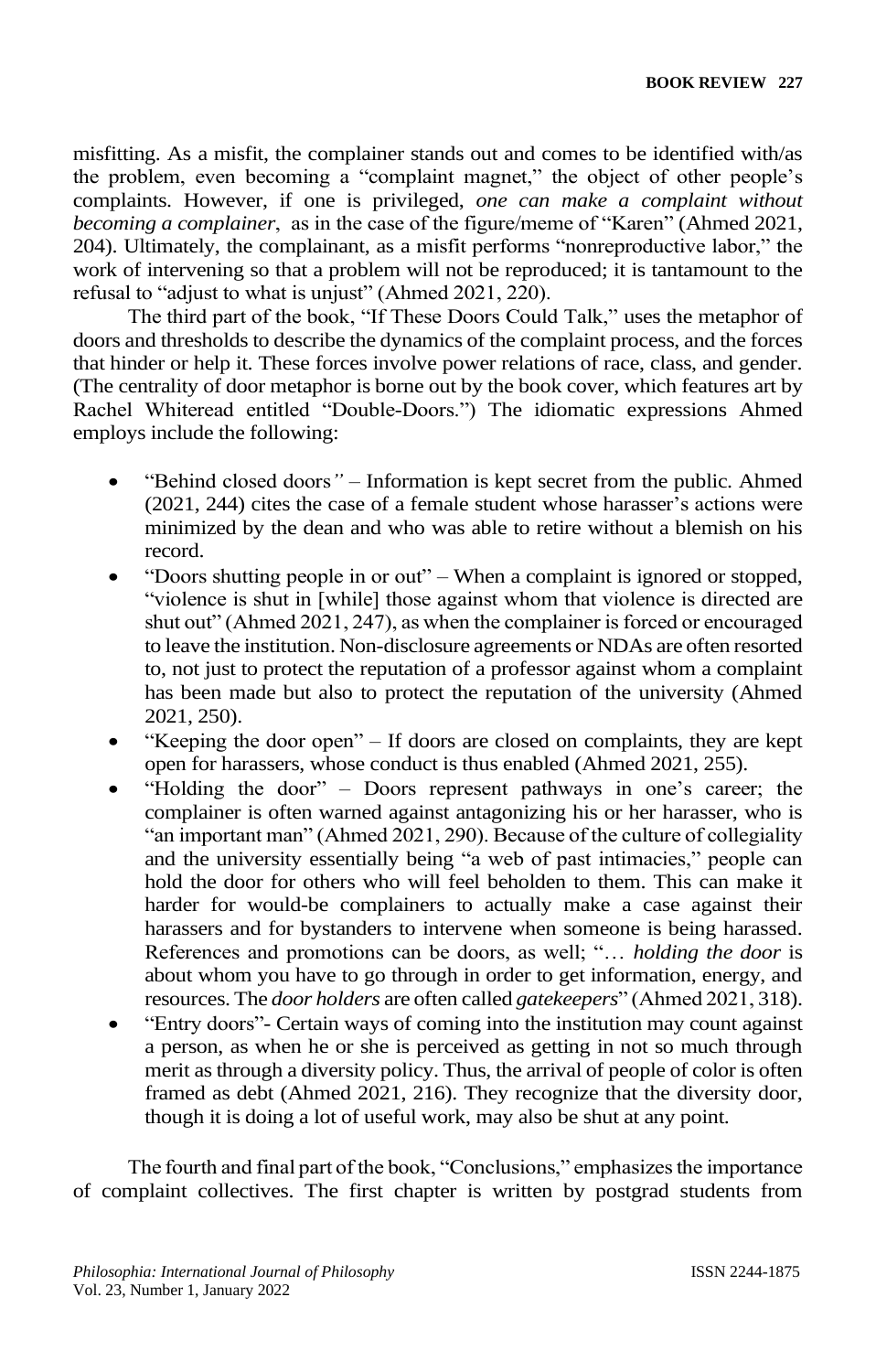misfitting. As a misfit, the complainer stands out and comes to be identified with/as the problem, even becoming a "complaint magnet," the object of other people's complaints. However, if one is privileged, *one can make a complaint without becoming a complainer*, as in the case of the figure/meme of "Karen" (Ahmed 2021, 204). Ultimately, the complainant, as a misfit performs "nonreproductive labor," the work of intervening so that a problem will not be reproduced; it is tantamount to the refusal to "adjust to what is unjust" (Ahmed 2021, 220).

The third part of the book, "If These Doors Could Talk," uses the metaphor of doors and thresholds to describe the dynamics of the complaint process, and the forces that hinder or help it. These forces involve power relations of race, class, and gender. (The centrality of door metaphor is borne out by the book cover, which features art by Rachel Whiteread entitled "Double-Doors.") The idiomatic expressions Ahmed employs include the following:

- "Behind closed doors" – Information is kept secret from the public. Ahmed (2021, 244) cites the case of a female student whose harasser's actions were minimized by the dean and who was able to retire without a blemish on his record.
- "Doors shutting people in or out" – When a complaint is ignored or stopped, "violence is shut in [while] those against whom that violence is directed are shut out" (Ahmed 2021, 247), as when the complainer is forced or encouraged to leave the institution. Non-disclosure agreements or NDAs are often resorted to, not just to protect the reputation of a professor against whom a complaint has been made but also to protect the reputation of the university (Ahmed 2021, 250).
- "Keeping the door open" – If doors are closed on complaints, they are kept open for harassers, whose conduct is thus enabled (Ahmed 2021, 255).
- "Holding the door" – Doors represent pathways in one's career; the complainer is often warned against antagonizing his or her harasser, who is "an important man" (Ahmed 2021, 290). Because of the culture of collegiality and the university essentially being "a web of past intimacies," people can hold the door for others who will feel beholden to them. This can make it harder for would-be complainers to actually make a case against their harassers and for bystanders to intervene when someone is being harassed. References and promotions can be doors, as well; "… *holding the door* is about whom you have to go through in order to get information, energy, and resources. The *door holders* are often called *gatekeepers*" (Ahmed 2021, 318).
- "Entry doors"- Certain ways of coming into the institution may count against a person, as when he or she is perceived as getting in not so much through merit as through a diversity policy. Thus, the arrival of people of color is often framed as debt (Ahmed 2021, 216). They recognize that the diversity door, though it is doing a lot of useful work, may also be shut at any point.

The fourth and final part of the book, "Conclusions," emphasizes the importance of complaint collectives. The first chapter is written by postgrad students from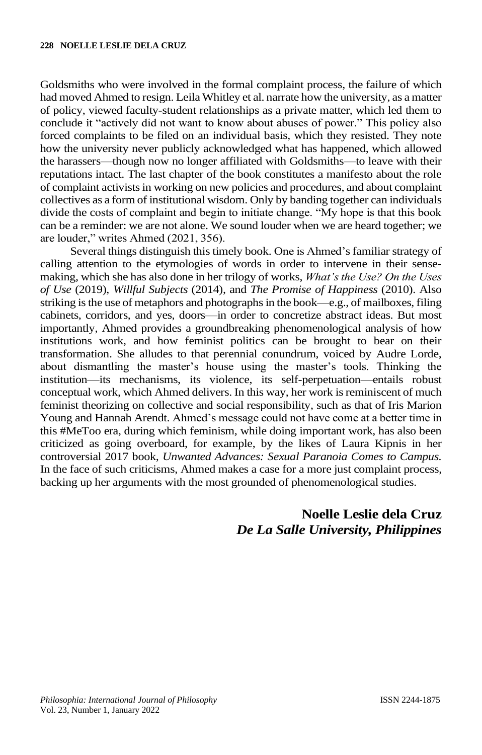Goldsmiths who were involved in the formal complaint process, the failure of which had moved Ahmed to resign. Leila Whitley et al. narrate how the university, as a matter of policy, viewed faculty-student relationships as a private matter, which led them to conclude it "actively did not want to know about abuses of power." This policy also forced complaints to be filed on an individual basis, which they resisted. They note how the university never publicly acknowledged what has happened, which allowed the harassers—though now no longer affiliated with Goldsmiths—to leave with their reputations intact. The last chapter of the book constitutes a manifesto about the role of complaint activists in working on new policies and procedures, and about complaint collectives as a form of institutional wisdom. Only by banding together can individuals divide the costs of complaint and begin to initiate change. "My hope is that this book can be a reminder: we are not alone. We sound louder when we are heard together; we are louder," writes Ahmed (2021, 356).

Several things distinguish this timely book. One is Ahmed's familiar strategy of calling attention to the etymologies of words in order to intervene in their sense-making, which she has also done in her trilogy of works, *What's the Use? On the Uses of Use* (2019), *Willful Subjects* (2014), and *The Promise of Happiness* (2010). Also striking is the use of metaphors and photographs in the book—e.g., of mailboxes, filing cabinets, corridors, and yes, doors—in order to concretize abstract ideas. But most importantly, Ahmed provides a groundbreaking phenomenological analysis of how institutions work, and how feminist politics can be brought to bear on their transformation. She alludes to that perennial conundrum, voiced by Audre Lorde, about dismantling the master's house using the master's tools. Thinking the institution—its mechanisms, its violence, its self-perpetuation—entails robust conceptual work, which Ahmed delivers. In this way, her work is reminiscent of much feminist theorizing on collective and social responsibility, such as that of Iris Marion Young and Hannah Arendt. Ahmed's message could not have come at a better time in this #MeToo era, during which feminism, while doing important work, has also been criticized as going overboard, for example, by the likes of Laura Kipnis in her controversial 2017 book, *Unwanted Advances: Sexual Paranoia Comes to Campus.* In the face of such criticisms, Ahmed makes a case for a more just complaint process, backing up her arguments with the most grounded of phenomenological studies.

**Noelle Leslie dela Cruz**
***De La Salle University, Philippines***